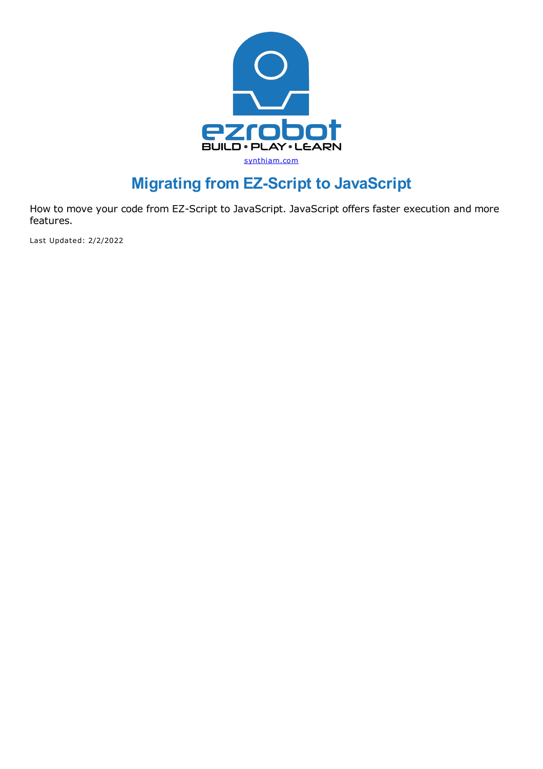ezrobot
BUILD • PLAY • LEARN

synthiam.com

# Migrating from EZ-Script to JavaScript

How to move your code from EZ-Script to JavaScript. JavaScript offers faster execution and more features.

Last Updated: 2/2/2022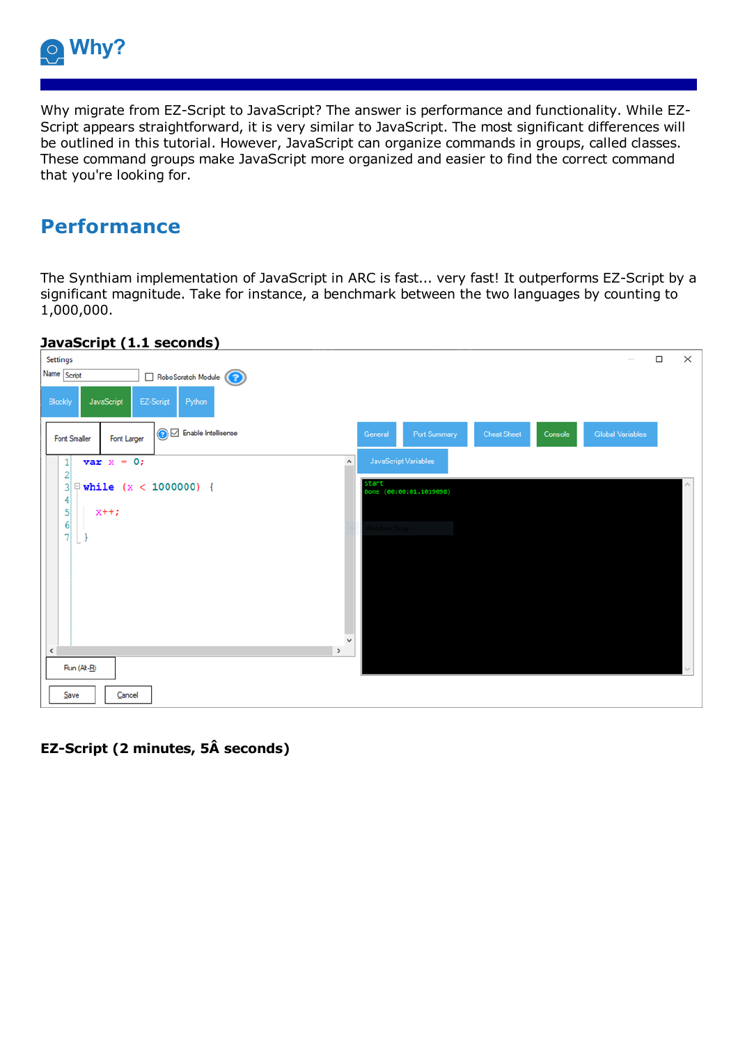# Why?

Why migrate from EZ-Script to JavaScript? The answer is performance and functionality. While EZ-Script appears straightforward, it is very similar to JavaScript. The most significant differences will be outlined in this tutorial. However, JavaScript can organize commands in groups, called classes. These command groups make JavaScript more organized and easier to find the correct command that you're looking for.

## Performance

The Synthiam implementation of JavaScript in ARC is fast... very fast! It outperforms EZ-Script by a significant magnitude. Take for instance, a benchmark between the two languages by counting to 1,000,000.

**JavaScript (1.1 seconds)**

```
var x = 0;

while (x < 1000000) {

  x++;

}
```

```
Start
Done (00:00:01.1019898)
```

**EZ-Script (2 minutes, 5Â seconds)**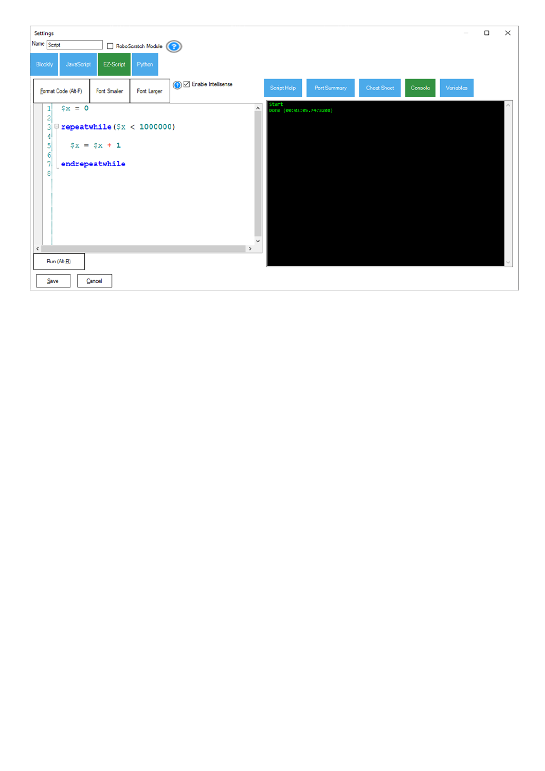Settings

Name: Script

RoboScratch Module

Blockly | JavaScript | EZ-Script | Python

Format Code (Alt-F) | Font Smaller | Font Larger | Enable Intellisense

Script Help | Port Summary | Cheat Sheet | Console | Variables

```
$x = 0

repeatwhile ($x < 1000000)

  $x = $x + 1

endrepeatwhile
```

```
Start
Done (00:02:05.7473208)
```

Run (Alt-R)

Save | Cancel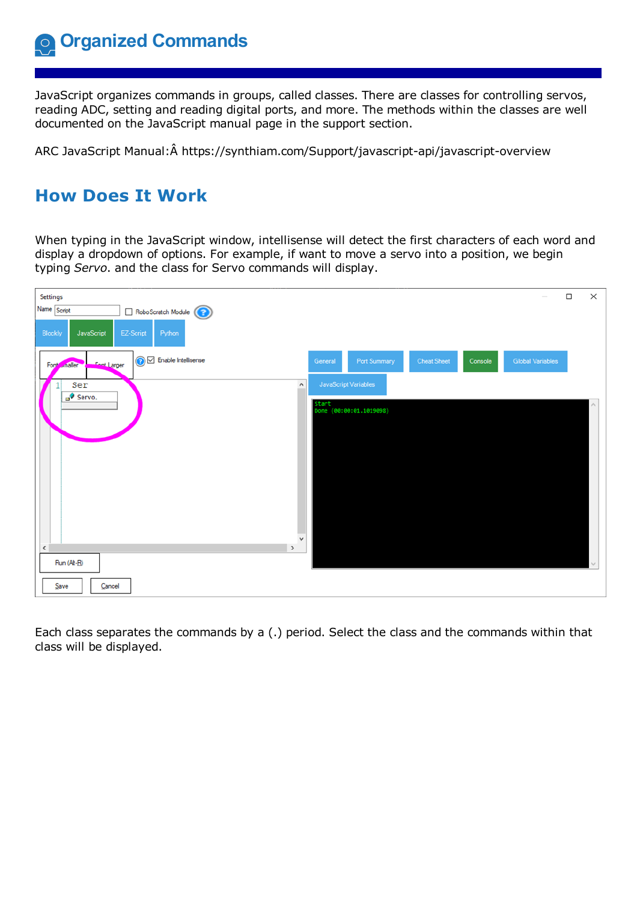# Organized Commands

JavaScript organizes commands in groups, called classes. There are classes for controlling servos, reading ADC, setting and reading digital ports, and more. The methods within the classes are well documented on the JavaScript manual page in the support section.

ARC JavaScript Manual:Â https://synthiam.com/Support/javascript-api/javascript-overview

## How Does It Work

When typing in the JavaScript window, intellisense will detect the first characters of each word and display a dropdown of options. For example, if want to move a servo into a position, we begin typing *Servo*. and the class for Servo commands will display.

Each class separates the commands by a (.) period. Select the class and the commands within that class will be displayed.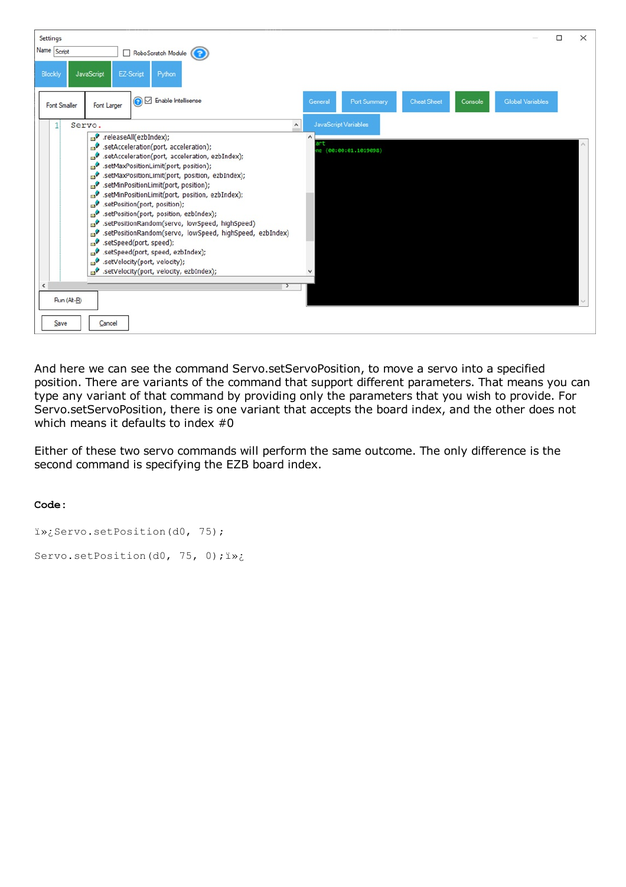And here we can see the command Servo.setServoPosition, to move a servo into a specified position. There are variants of the command that support different parameters. That means you can type any variant of that command by providing only the parameters that you wish to provide. For Servo.setServoPosition, there is one variant that accepts the board index, and the other does not which means it defaults to index #0

Either of these two servo commands will perform the same outcome. The only difference is the second command is specifying the EZB board index.

**Code:**

```
ï»¿Servo.setPosition(d0, 75);

Servo.setPosition(d0, 75, 0);ï»¿
```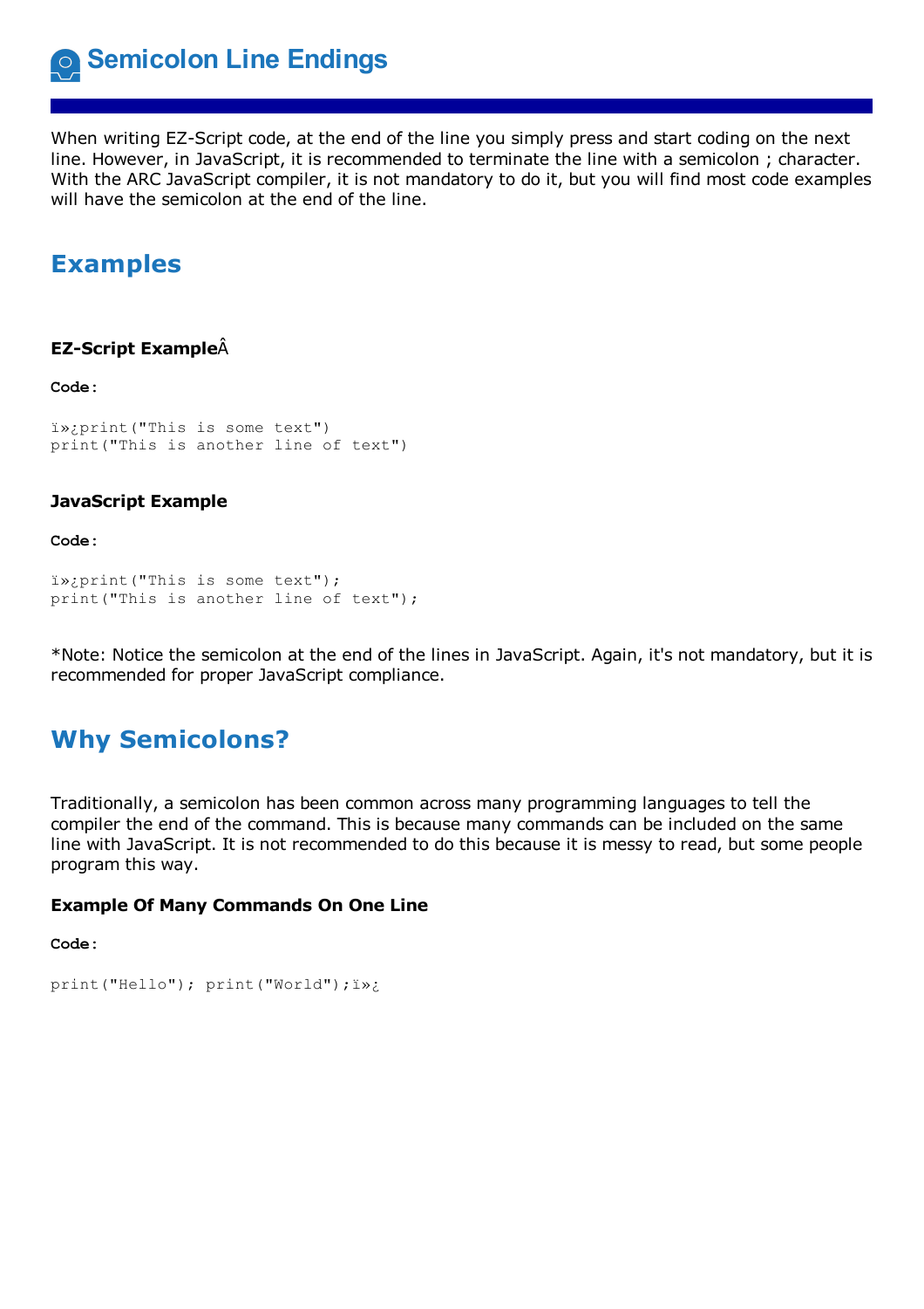# Semicolon Line Endings

When writing EZ-Script code, at the end of the line you simply press and start coding on the next line. However, in JavaScript, it is recommended to terminate the line with a semicolon ; character. With the ARC JavaScript compiler, it is not mandatory to do it, but you will find most code examples will have the semicolon at the end of the line.

## Examples

### EZ-Script ExampleÂ

**Code:**

```
ï»¿print("This is some text")
print("This is another line of text")
```

### JavaScript Example

**Code:**

```
ï»¿print("This is some text");
print("This is another line of text");
```

*Note: Notice the semicolon at the end of the lines in JavaScript. Again, it's not mandatory, but it is recommended for proper JavaScript compliance.

## Why Semicolons?

Traditionally, a semicolon has been common across many programming languages to tell the compiler the end of the command. This is because many commands can be included on the same line with JavaScript. It is not recommended to do this because it is messy to read, but some people program this way.

### Example Of Many Commands On One Line

**Code:**

```
print("Hello"); print("World");ï»¿
```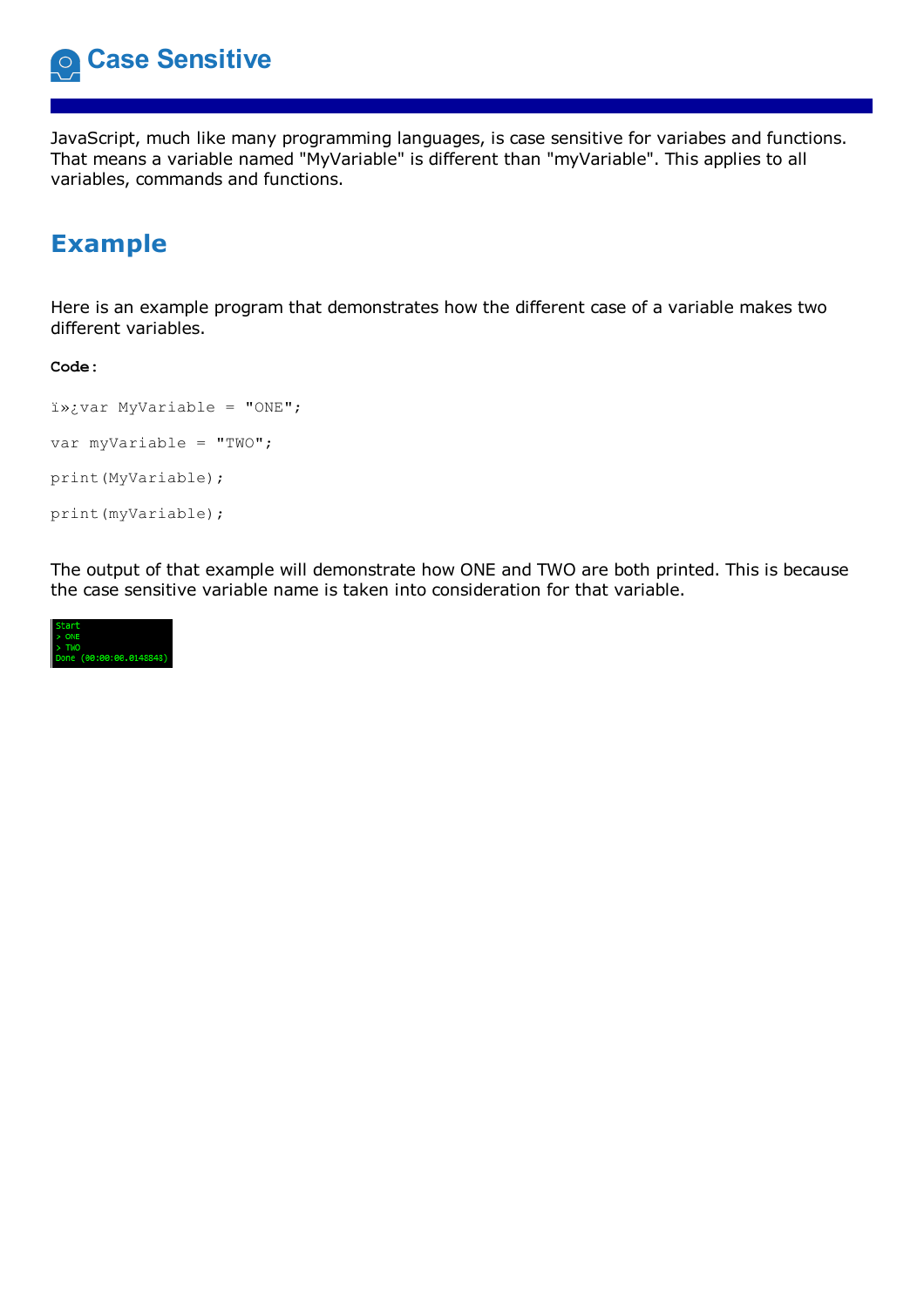# Case Sensitive

JavaScript, much like many programming languages, is case sensitive for variabes and functions. That means a variable named "MyVariable" is different than "myVariable". This applies to all variables, commands and functions.

## Example

Here is an example program that demonstrates how the different case of a variable makes two different variables.

**Code:**

```
ï»¿var MyVariable = "ONE";

var myVariable = "TWO";

print(MyVariable);

print(myVariable);
```

The output of that example will demonstrate how ONE and TWO are both printed. This is because the case sensitive variable name is taken into consideration for that variable.

```
Start
> ONE
> TWO
Done (00:00:00.0148848)
```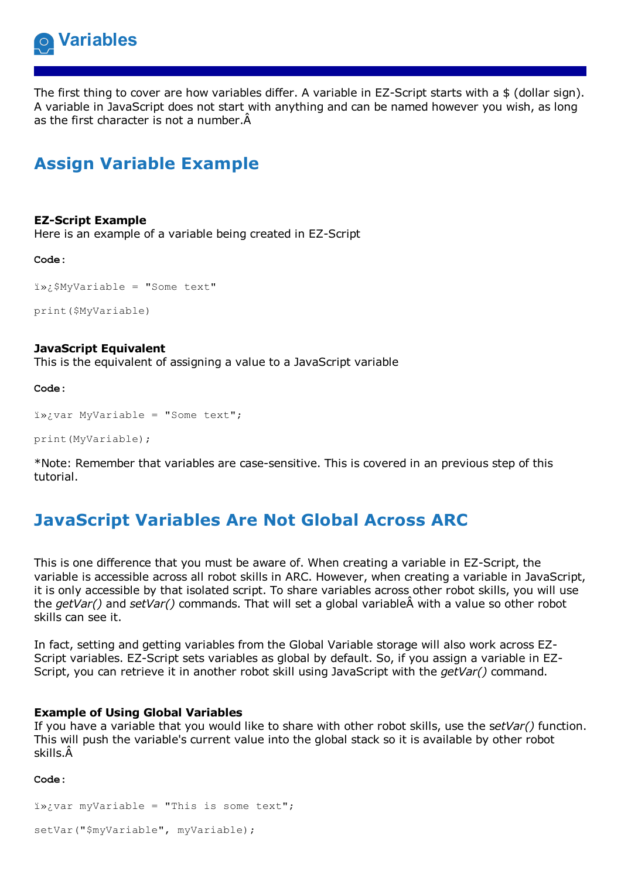# Variables

The first thing to cover are how variables differ. A variable in EZ-Script starts with a $ (dollar sign). A variable in JavaScript does not start with anything and can be named however you wish, as long as the first character is not a number.Â

## Assign Variable Example

**EZ-Script Example**
Here is an example of a variable being created in EZ-Script

**Code:**

```
ï»¿$MyVariable = "Some text"

print($MyVariable)
```

**JavaScript Equivalent**
This is the equivalent of assigning a value to a JavaScript variable

**Code:**

```
ï»¿var MyVariable = "Some text";

print(MyVariable);
```

*Note: Remember that variables are case-sensitive. This is covered in an previous step of this tutorial.

## JavaScript Variables Are Not Global Across ARC

This is one difference that you must be aware of. When creating a variable in EZ-Script, the variable is accessible across all robot skills in ARC. However, when creating a variable in JavaScript, it is only accessible by that isolated script. To share variables across other robot skills, you will use the *getVar()* and *setVar()* commands. That will set a global variableÂ with a value so other robot skills can see it.

In fact, setting and getting variables from the Global Variable storage will also work across EZ-Script variables. EZ-Script sets variables as global by default. So, if you assign a variable in EZ-Script, you can retrieve it in another robot skill using JavaScript with the *getVar()* command.

**Example of Using Global Variables**
If you have a variable that you would like to share with other robot skills, use the s*etVar()* function. This will push the variable's current value into the global stack so it is available by other robot skills.Â

**Code:**

```
ï»¿var myVariable = "This is some text";

setVar("$myVariable", myVariable);
```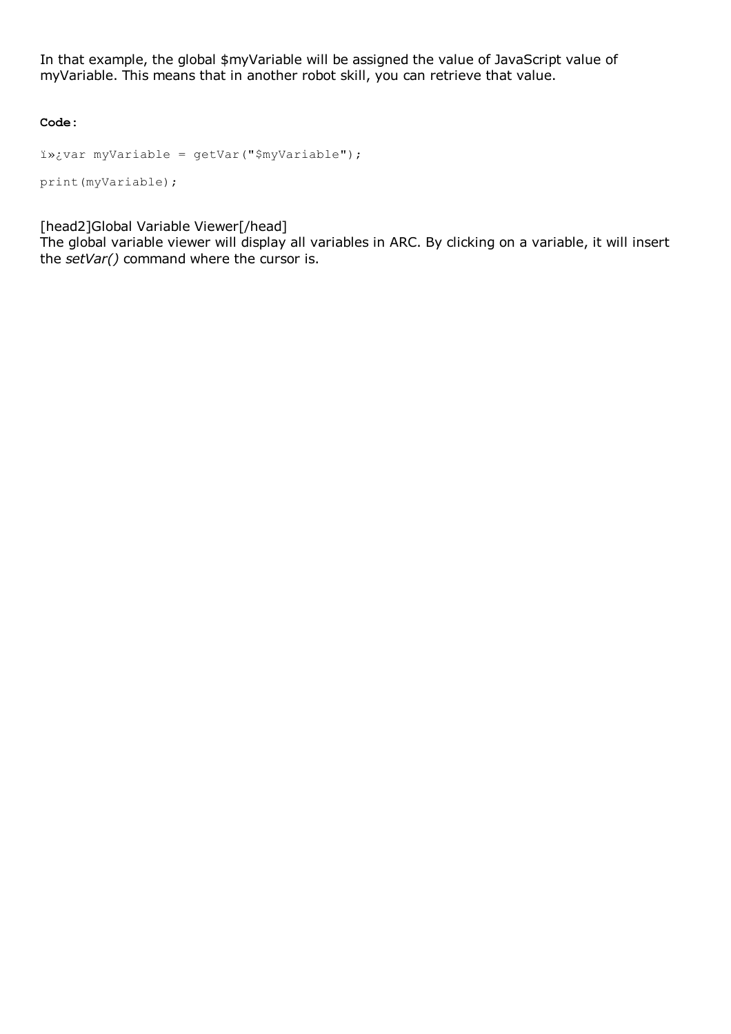In that example, the global $myVariable will be assigned the value of JavaScript value of myVariable. This means that in another robot skill, you can retrieve that value.

**Code:**

```
ï»¿var myVariable = getVar("$myVariable");

print(myVariable);
```

[head2]Global Variable Viewer[/head]
The global variable viewer will display all variables in ARC. By clicking on a variable, it will insert the *setVar()* command where the cursor is.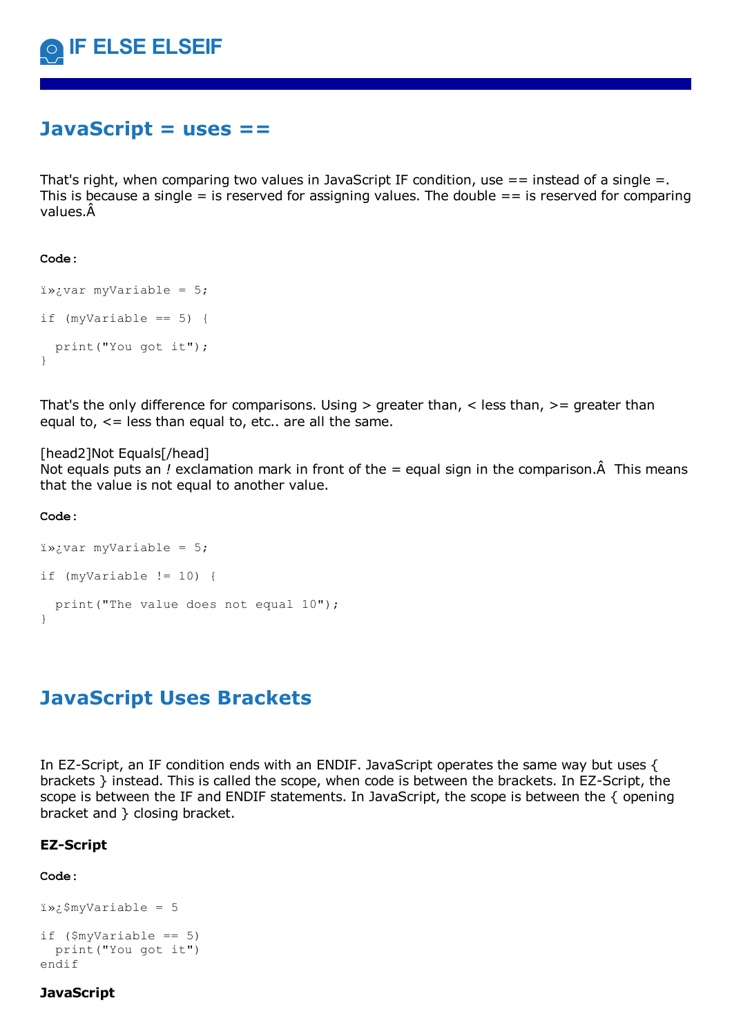# IF ELSE ELSEIF

## JavaScript = uses ==

That's right, when comparing two values in JavaScript IF condition, use == instead of a single =. This is because a single = is reserved for assigning values. The double == is reserved for comparing values.Â

**Code:**

```
ï»¿var myVariable = 5;

if (myVariable == 5) {

  print("You got it");
}
```

That's the only difference for comparisons. Using > greater than, < less than, >= greater than equal to, <= less than equal to, etc.. are all the same.

[head2]Not Equals[/head]
Not equals puts an *!* exclamation mark in front of the = equal sign in the comparison.Â  This means that the value is not equal to another value.

**Code:**

```
ï»¿var myVariable = 5;

if (myVariable != 10) {

  print("The value does not equal 10");
}
```

## JavaScript Uses Brackets

In EZ-Script, an IF condition ends with an ENDIF. JavaScript operates the same way but uses { brackets } instead. This is called the scope, when code is between the brackets. In EZ-Script, the scope is between the IF and ENDIF statements. In JavaScript, the scope is between the { opening bracket and } closing bracket.

**EZ-Script**

**Code:**

```
ï»¿$myVariable = 5

if ($myVariable == 5)
  print("You got it")
endif
```

**JavaScript**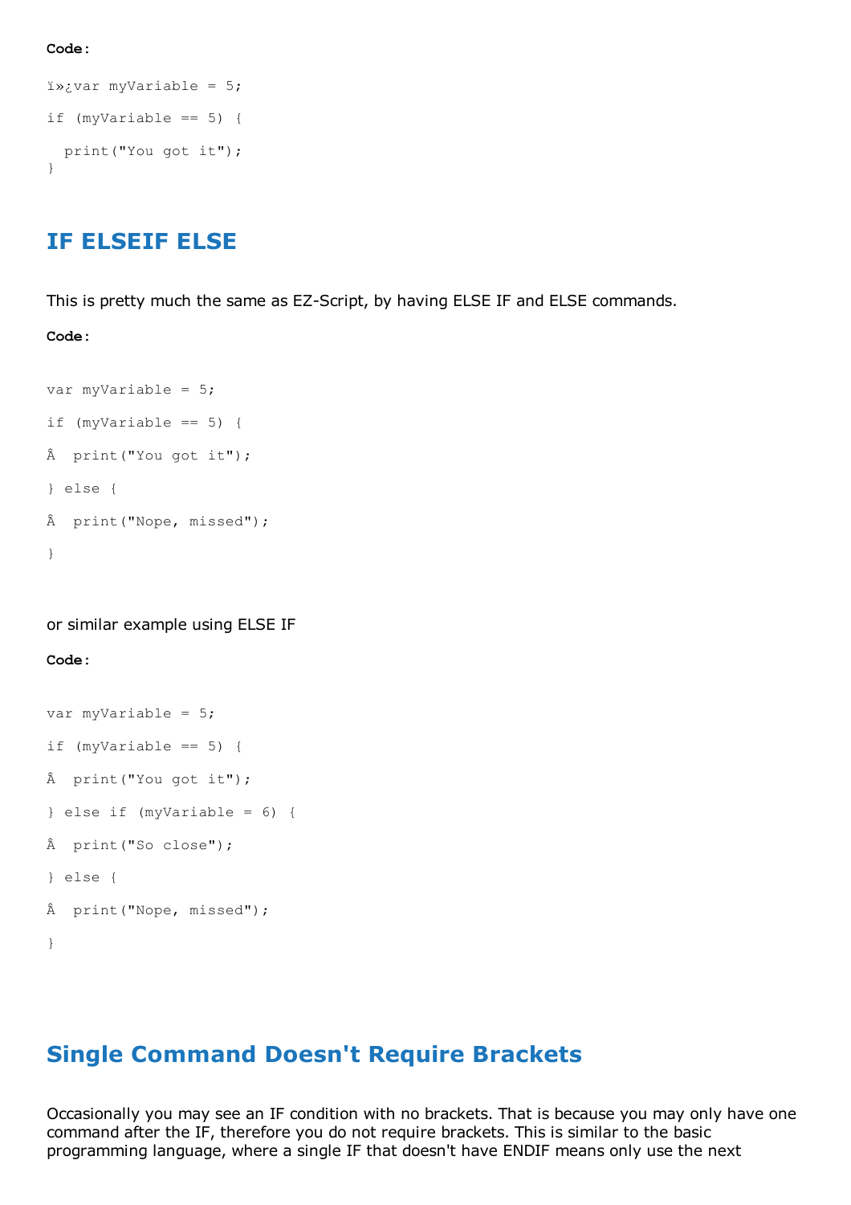**Code:**

```
ï»¿var myVariable = 5;

if (myVariable == 5) {

  print("You got it");
}
```

## IF ELSEIF ELSE

This is pretty much the same as EZ-Script, by having ELSE IF and ELSE commands.

**Code:**

```
var myVariable = 5;

if (myVariable == 5) {

Â  print("You got it");

} else {

Â  print("Nope, missed");

}
```

or similar example using ELSE IF

**Code:**

```
var myVariable = 5;

if (myVariable == 5) {

Â  print("You got it");

} else if (myVariable = 6) {

Â  print("So close");

} else {

Â  print("Nope, missed");

}
```

## Single Command Doesn't Require Brackets

Occasionally you may see an IF condition with no brackets. That is because you may only have one command after the IF, therefore you do not require brackets. This is similar to the basic programming language, where a single IF that doesn't have ENDIF means only use the next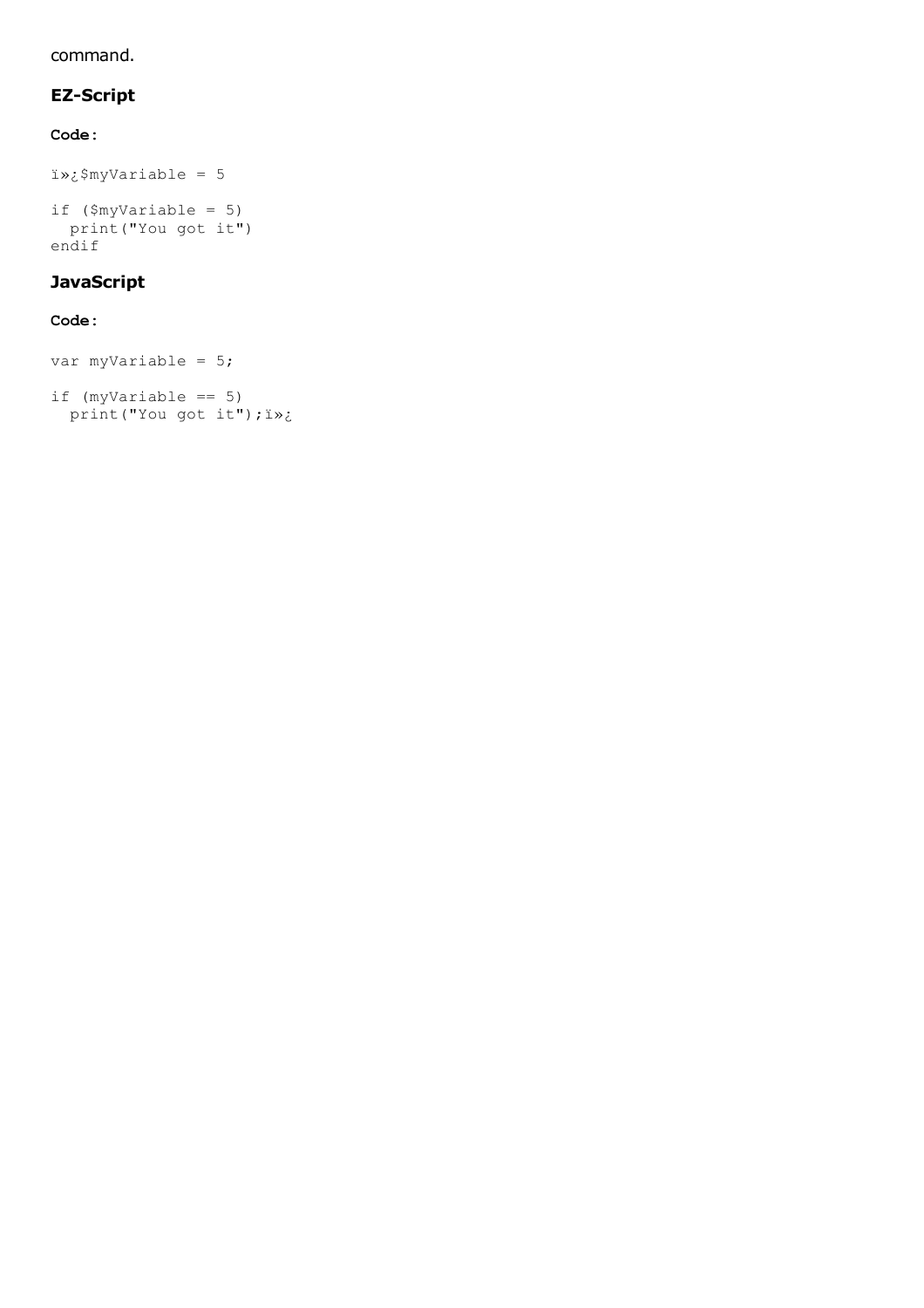command.

### EZ-Script

**Code:**

```
ï»¿$myVariable = 5

if ($myVariable = 5)
  print("You got it")
endif
```

### JavaScript

**Code:**

```
var myVariable = 5;

if (myVariable == 5)
  print("You got it");ï»¿
```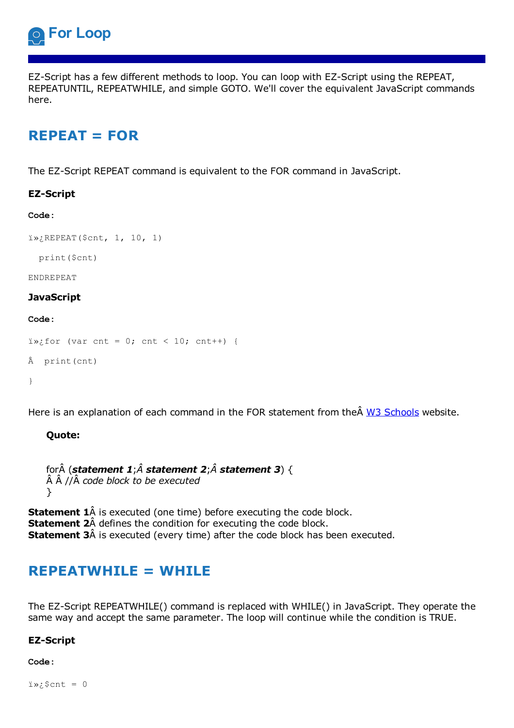# For Loop

EZ-Script has a few different methods to loop. You can loop with EZ-Script using the REPEAT, REPEATUNTIL, REPEATWHILE, and simple GOTO. We'll cover the equivalent JavaScript commands here.

## REPEAT = FOR

The EZ-Script REPEAT command is equivalent to the FOR command in JavaScript.

### EZ-Script

**Code:**

```
ï»¿REPEAT($cnt, 1, 10, 1)

  print($cnt)

ENDREPEAT
```

### JavaScript

**Code:**

```
ï»¿for (var cnt = 0; cnt < 10; cnt++) {

Â  print(cnt)

}
```

Here is an explanation of each command in the FOR statement from theÂ W3 Schools website.

> **Quote:**
>
> forÂ (***statement 1***;Â ***statement 2***;Â ***statement 3***) {
> Â Â //Â *code block to be executed*
> }

**Statement 1**Â is executed (one time) before executing the code block.
**Statement 2**Â defines the condition for executing the code block.
**Statement 3**Â is executed (every time) after the code block has been executed.

## REPEATWHILE = WHILE

The EZ-Script REPEATWHILE() command is replaced with WHILE() in JavaScript. They operate the same way and accept the same parameter. The loop will continue while the condition is TRUE.

### EZ-Script

**Code:**

```
ï»¿$cnt = 0
```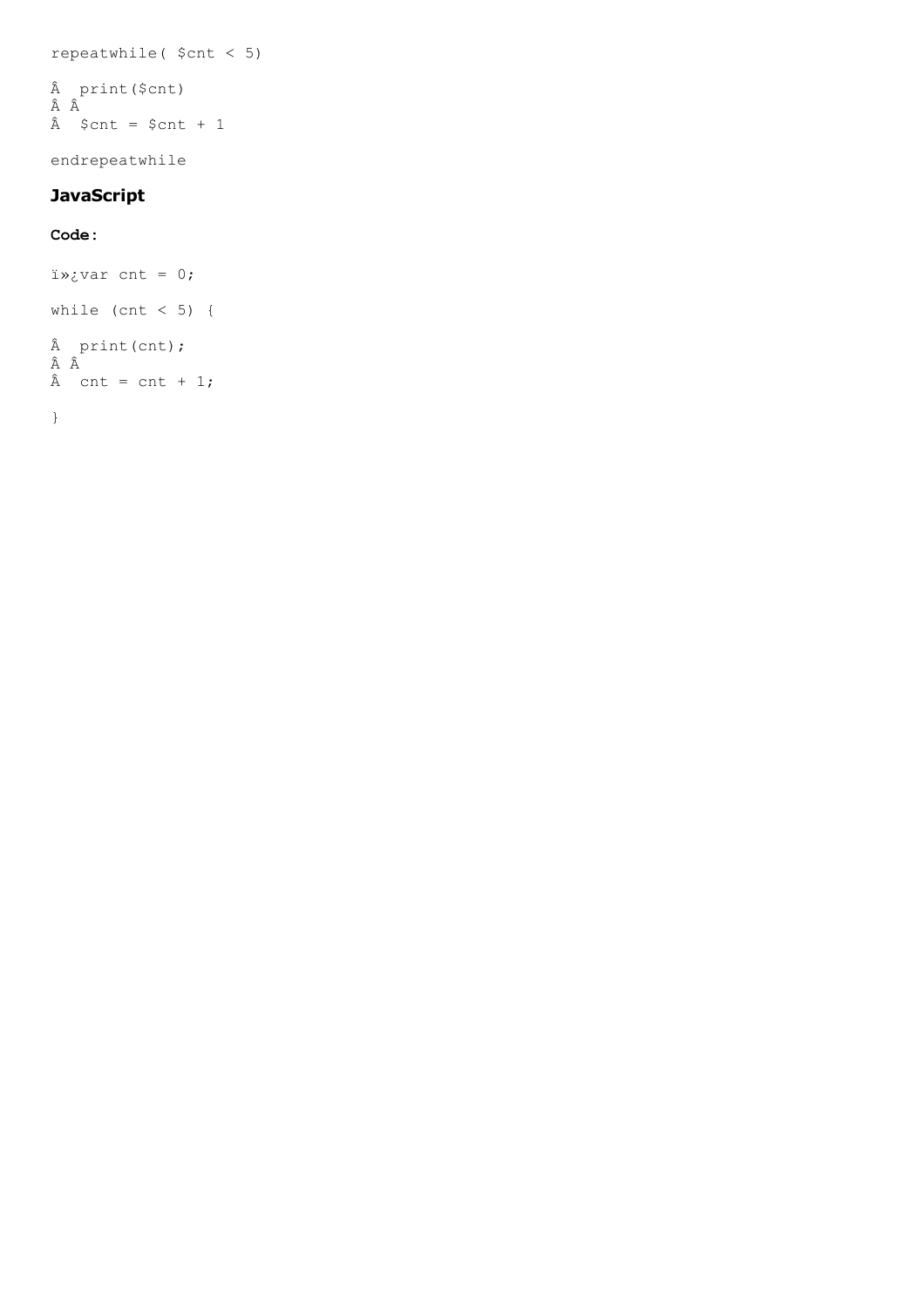```
repeatwhile( $cnt < 5)

Â  print($cnt)
Â Â
Â  $cnt = $cnt + 1

endrepeatwhile
```

### JavaScript

**Code:**

```
ï»¿var cnt = 0;

while (cnt < 5) {

Â  print(cnt);
Â Â
Â  cnt = cnt + 1;

}
```